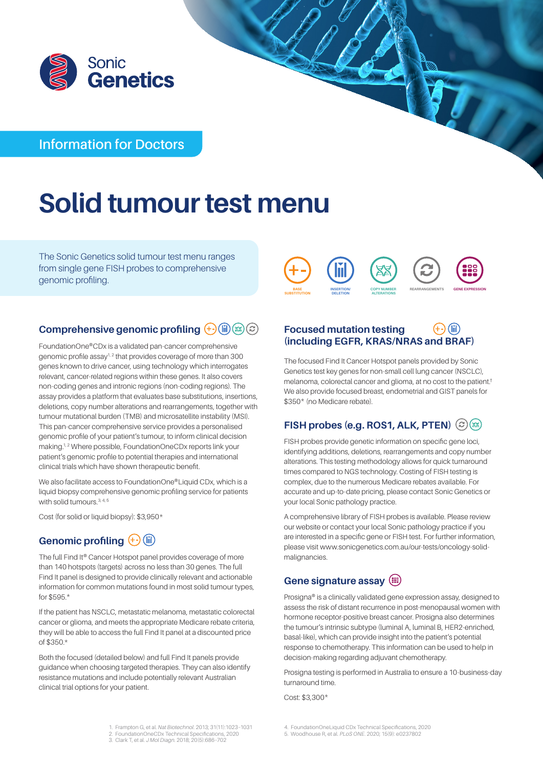Sonic **Genetics**

Information for Doctors

# Solid tumour test menu

The Sonic Genetics solid tumour test menu ranges from single gene FISH probes to comprehensive genomic profiling.

BASE SUBSTITUTION | INSERTION/ DELETION | COPY NUMBER ALTERATIONS | REARRANGEMENTS | GENE EXPRESSION

## Comprehensive genomic profiling

FoundationOne®CDx is a validated pan-cancer comprehensive genomic profile assay[1, 2] that provides coverage of more than 300 genes known to drive cancer, using technology which interrogates relevant, cancer-related regions within these genes. It also covers non-coding genes and intronic regions (non-coding regions). The assay provides a platform that evaluates base substitutions, insertions, deletions, copy number alterations and rearrangements, together with tumour mutational burden (TMB) and microsatellite instability (MSI). This pan-cancer comprehensive service provides a personalised genomic profile of your patient's tumour, to inform clinical decision making.[1, 2] Where possible, FoundationOneCDx reports link your patient's genomic profile to potential therapies and international clinical trials which have shown therapeutic benefit.

We also facilitate access to FoundationOne®Liquid CDx, which is a liquid biopsy comprehensive genomic profiling service for patients with solid tumours.[3, 4, 5]

Cost (for solid or liquid biopsy): $3,950*

## Genomic profiling

The full Find It® Cancer Hotspot panel provides coverage of more than 140 hotspots (targets) across no less than 30 genes. The full Find It panel is designed to provide clinically relevant and actionable information for common mutations found in most solid tumour types, for $595.*

If the patient has NSCLC, metastatic melanoma, metastatic colorectal cancer or glioma, and meets the appropriate Medicare rebate criteria, they will be able to access the full Find It panel at a discounted price of $350.*

Both the focused (detailed below) and full Find It panels provide guidance when choosing targeted therapies. They can also identify resistance mutations and include potentially relevant Australian clinical trial options for your patient.

## Focused mutation testing (including EGFR, KRAS/NRAS and BRAF)

The focused Find It Cancer Hotspot panels provided by Sonic Genetics test key genes for non-small cell lung cancer (NSCLC), melanoma, colorectal cancer and glioma, at no cost to the patient.[†] We also provide focused breast, endometrial and GIST panels for $350* (no Medicare rebate).

## FISH probes (e.g. ROS1, ALK, PTEN)

FISH probes provide genetic information on specific gene loci, identifying additions, deletions, rearrangements and copy number alterations. This testing methodology allows for quick turnaround times compared to NGS technology. Costing of FISH testing is complex, due to the numerous Medicare rebates available. For accurate and up-to-date pricing, please contact Sonic Genetics or your local Sonic pathology practice.

A comprehensive library of FISH probes is available. Please review our website or contact your local Sonic pathology practice if you are interested in a specific gene or FISH test. For further information, please visit www.sonicgenetics.com.au/our-tests/oncology-solid-malignancies.

## Gene signature assay

Prosigna® is a clinically validated gene expression assay, designed to assess the risk of distant recurrence in post-menopausal women with hormone receptor-positive breast cancer. Prosigna also determines the tumour's intrinsic subtype (luminal A, luminal B, HER2-enriched, basal-like), which can provide insight into the patient's potential response to chemotherapy. This information can be used to help in decision-making regarding adjuvant chemotherapy.

Prosigna testing is performed in Australia to ensure a 10-business-day turnaround time.

Cost: $3,300*

1. Frampton G, et al. *Nat Biotechnol.* 2013; 31(11):1023-1031
2. FoundationOneCDx Technical Specifications, 2020
3. Clark T, et al. *J Mol Diagn.* 2018; 20(5):686-702
4. FoundationOneLiquid CDx Technical Specifications, 2020
5. Woodhouse R, et al. *PLoS ONE.* 2020; 15(9): e0237802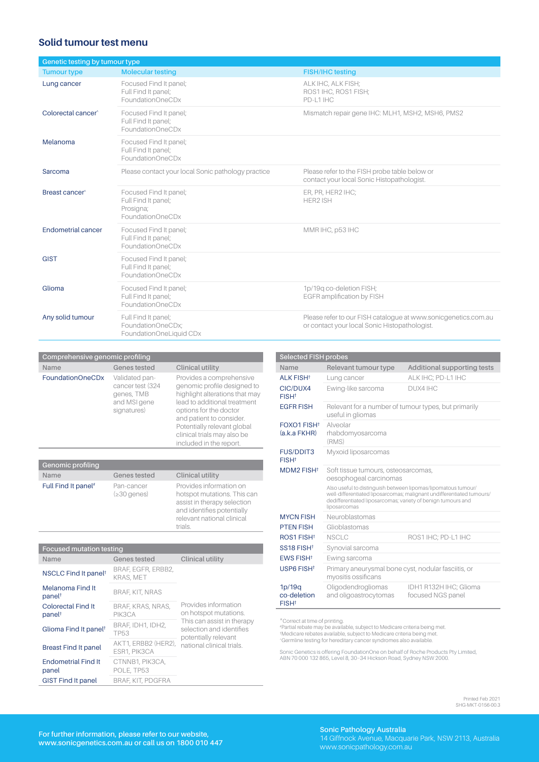## Solid tumour test menu

| Genetic testing by tumour type | | |
|---|---|---|
| **Tumour type** | **Molecular testing** | **FISH/IHC testing** |
| Lung cancer | Focused Find It panel; Full Find It panel; FoundationOneCDx | ALK IHC, ALK FISH; ROS1 IHC, ROS1 FISH; PD-L1 IHC |
| Colorectal cancer^ | Focused Find It panel; Full Find It panel; FoundationOneCDx | Mismatch repair gene IHC: MLH1, MSH2, MSH6, PMS2 |
| Melanoma | Focused Find It panel; Full Find It panel; FoundationOneCDx | |
| Sarcoma | Please contact your local Sonic pathology practice | Please refer to the FISH probe table below or contact your local Sonic Histopathologist. |
| Breast cancer^ | Focused Find It panel; Full Find It panel; Prosigna; FoundationOneCDx | ER, PR, HER2 IHC; HER2 ISH |
| Endometrial cancer | Focused Find It panel; Full Find It panel; FoundationOneCDx | MMR IHC, p53 IHC |
| GIST | Focused Find It panel; Full Find It panel; FoundationOneCDx | |
| Glioma | Focused Find It panel; Full Find It panel; FoundationOneCDx | 1p/19q co-deletion FISH; EGFR amplification by FISH |
| Any solid tumour | Full Find It panel; FoundationOneCDx; FoundationOneLiquid CDx | Please refer to our FISH catalogue at www.sonicgenetics.com.au or contact your local Sonic Histopathologist. |

| Comprehensive genomic profiling | | |
|---|---|---|
| **Name** | **Genes tested** | **Clinical utility** |
| FoundationOneCDx | Validated pan-cancer test (324 genes, TMB and MSI gene signatures) | Provides a comprehensive genomic profile designed to highlight alterations that may lead to additional treatment options for the doctor and patient to consider. Potentially relevant global clinical trials may also be included in the report. |

| Genomic profiling | | |
|---|---|---|
| **Name** | **Genes tested** | **Clinical utility** |
| Full Find It panel[#] | Pan-cancer (≥30 genes) | Provides information on hotspot mutations. This can assist in therapy selection and identifies potentially relevant national clinical trials. |

| Focused mutation testing | | |
|---|---|---|
| **Name** | **Genes tested** | **Clinical utility** |
| NSCLC Find It panel[†] | BRAF, EGFR, ERBB2, KRAS, MET | Provides information on hotspot mutations. This can assist in therapy selection and identifies potentially relevant national clinical trials. |
| Melanoma Find It panel[†] | BRAF, KIT, NRAS | |
| Colorectal Find It panel[†] | BRAF, KRAS, NRAS, PIK3CA | |
| Glioma Find It panel[†] | BRAF, IDH1, IDH2, TP53 | |
| Breast Find It panel | AKT1, ERBB2 (HER2), ESR1, PIK3CA | |
| Endometrial Find It panel | CTNNB1, PIK3CA, POLE, TP53 | |
| GIST Find It panel | BRAF, KIT, PDGFRA | |

| Selected FISH probes | | |
|---|---|---|
| **Name** | **Relevant tumour type** | **Additional supporting tests** |
| ALK FISH[†] | Lung cancer | ALK IHC; PD-L1 IHC |
| CIC/DUX4 FISH[†] | Ewing-like sarcoma | DUX4 IHC |
| EGFR FISH | Relevant for a number of tumour types, but primarily useful in gliomas | |
| FOXO1 FISH[†] (a.k.a FKHR) | Alveolar rhabdomyosarcoma (RMS) | |
| FUS/DDIT3 FISH[†] | Myxoid liposarcomas | |
| MDM2 FISH[†] | Soft tissue tumours, osteosarcomas, oesophageal carcinomas. Also useful to distinguish between lipomas/lipomatous tumour/ well-differentiated liposarcomas; malignant undifferentiated tumours/ dedifferentiated liposarcomas; variety of benign tumours and liposarcomas | |
| MYCN FISH | Neuroblastomas | |
| PTEN FISH | Glioblastomas | |
| ROS1 FISH[†] | NSCLC | ROS1 IHC; PD-L1 IHC |
| SS18 FISH[†] | Synovial sarcoma | |
| EWS FISH[†] | Ewing sarcoma | |
| USP6 FISH[†] | Primary aneurysmal bone cyst, nodular fasciitis, or myositis ossificans | |
| 1p/19q co-deletion FISH[†] | Oligodendrogliomas and oligoastrocytomas | IDH1 R132H IHC; Glioma focused NGS panel |

*Correct at time of printing.
[#]Partial rebate may be available, subject to Medicare criteria being met.
[†]Medicare rebates available, subject to Medicare criteria being met.
^Germline testing for hereditary cancer syndromes also available.

Sonic Genetics is offering FoundationOne on behalf of Roche Products Pty Limited, ABN 70 000 132 865, Level 8, 30–34 Hickson Road, Sydney NSW 2000.

Printed Feb 2021
SHG-MKT-0156-00.3

**For further information, please refer to our website, www.sonicgenetics.com.au or call us on 1800 010 447**

**Sonic Pathology Australia**
14 Giffnock Avenue, Macquarie Park, NSW 2113, Australia
www.sonicpathology.com.au